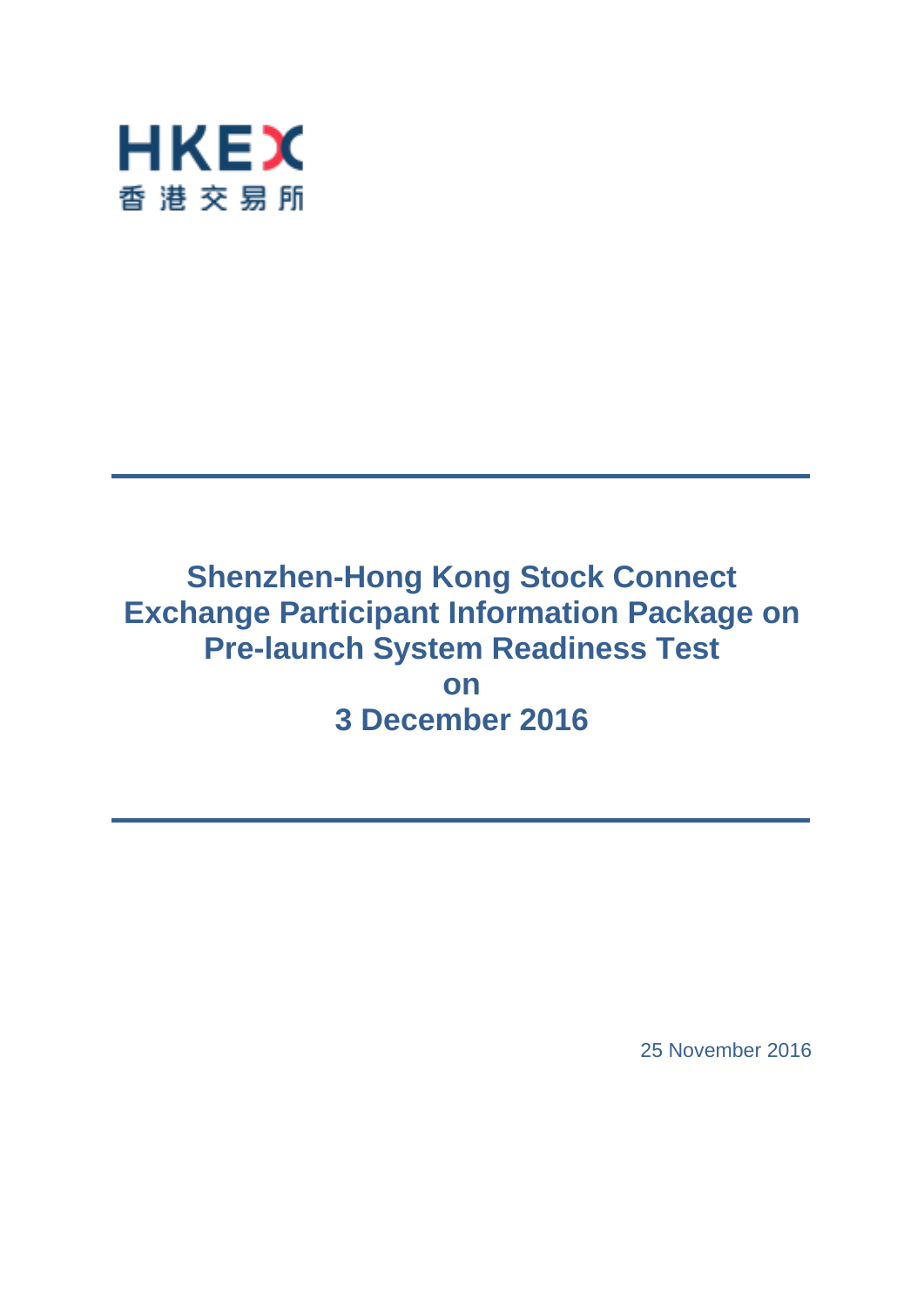HKEX
香港交易所

# Shenzhen-Hong Kong Stock Connect Exchange Participant Information Package on Pre-launch System Readiness Test on 3 December 2016

25 November 2016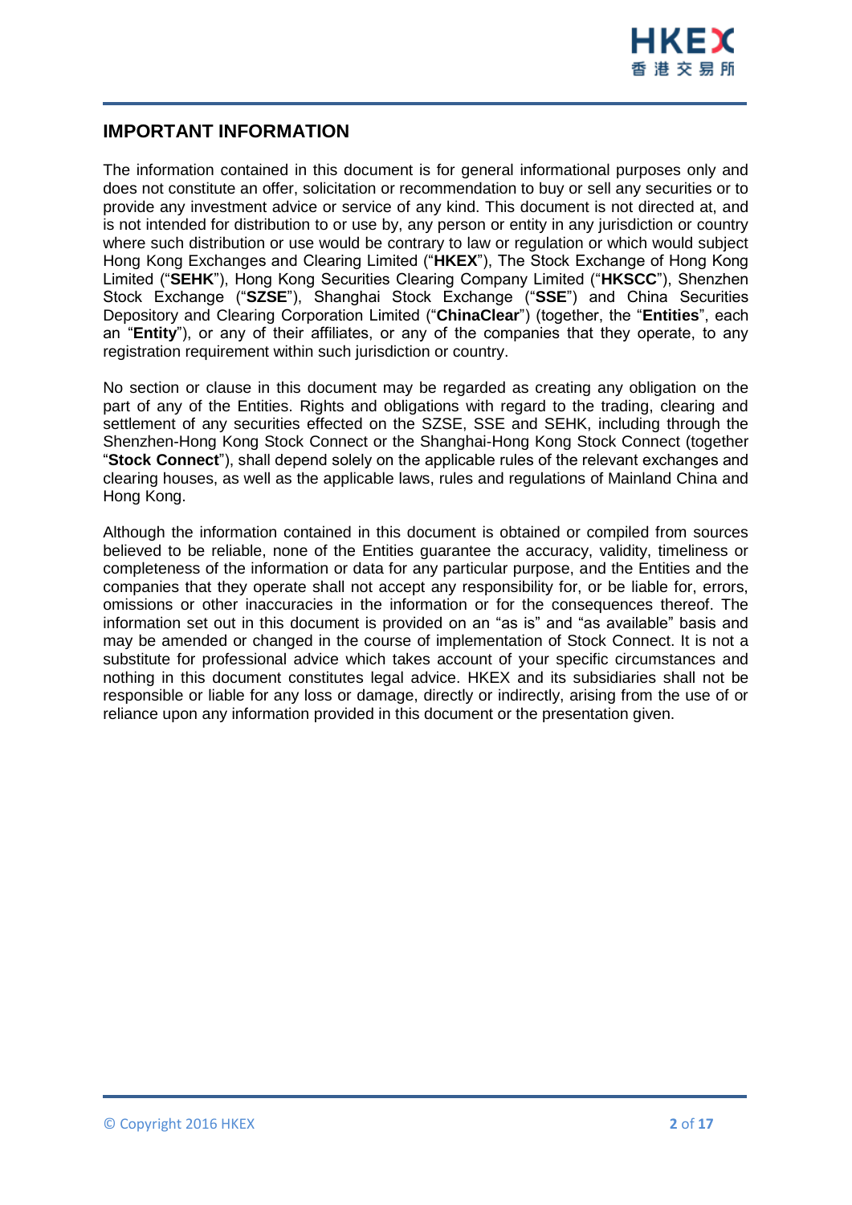## IMPORTANT INFORMATION

The information contained in this document is for general informational purposes only and does not constitute an offer, solicitation or recommendation to buy or sell any securities or to provide any investment advice or service of any kind. This document is not directed at, and is not intended for distribution to or use by, any person or entity in any jurisdiction or country where such distribution or use would be contrary to law or regulation or which would subject Hong Kong Exchanges and Clearing Limited ("**HKEX**"), The Stock Exchange of Hong Kong Limited ("**SEHK**"), Hong Kong Securities Clearing Company Limited ("**HKSCC**"), Shenzhen Stock Exchange ("**SZSE**"), Shanghai Stock Exchange ("**SSE**") and China Securities Depository and Clearing Corporation Limited ("**ChinaClear**") (together, the "**Entities**", each an "**Entity**"), or any of their affiliates, or any of the companies that they operate, to any registration requirement within such jurisdiction or country.

No section or clause in this document may be regarded as creating any obligation on the part of any of the Entities. Rights and obligations with regard to the trading, clearing and settlement of any securities effected on the SZSE, SSE and SEHK, including through the Shenzhen-Hong Kong Stock Connect or the Shanghai-Hong Kong Stock Connect (together "**Stock Connect**"), shall depend solely on the applicable rules of the relevant exchanges and clearing houses, as well as the applicable laws, rules and regulations of Mainland China and Hong Kong.

Although the information contained in this document is obtained or compiled from sources believed to be reliable, none of the Entities guarantee the accuracy, validity, timeliness or completeness of the information or data for any particular purpose, and the Entities and the companies that they operate shall not accept any responsibility for, or be liable for, errors, omissions or other inaccuracies in the information or for the consequences thereof. The information set out in this document is provided on an "as is" and "as available" basis and may be amended or changed in the course of implementation of Stock Connect. It is not a substitute for professional advice which takes account of your specific circumstances and nothing in this document constitutes legal advice. HKEX and its subsidiaries shall not be responsible or liable for any loss or damage, directly or indirectly, arising from the use of or reliance upon any information provided in this document or the presentation given.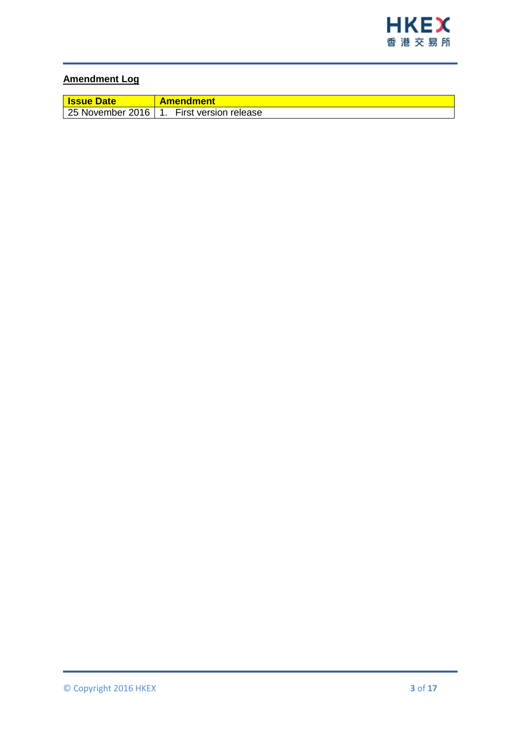**Amendment Log**

| Issue Date | Amendment |
|---|---|
| 25 November 2016 | 1. First version release |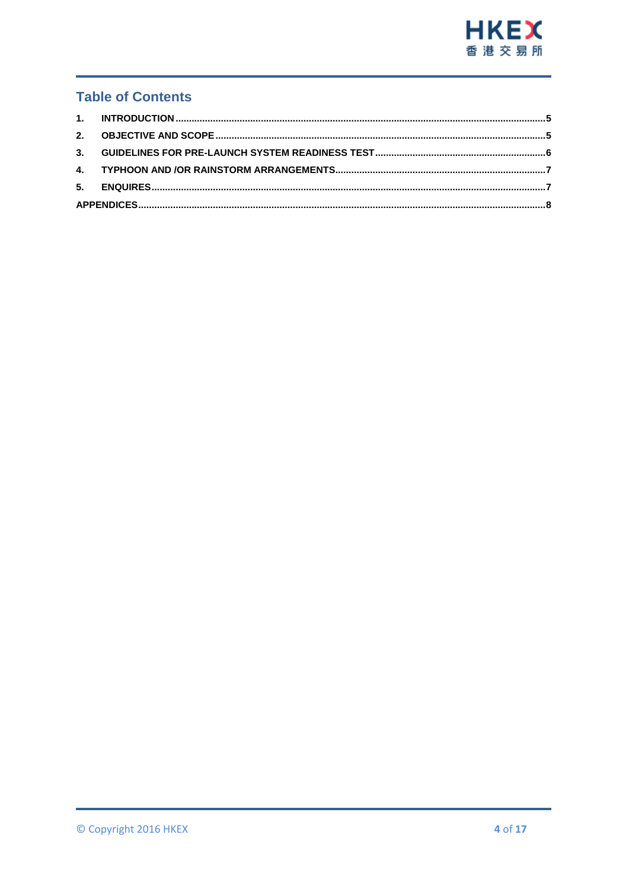## Table of Contents

| | | |
|---|---|---|
| 1. | INTRODUCTION | 5 |
| 2. | OBJECTIVE AND SCOPE | 5 |
| 3. | GUIDELINES FOR PRE-LAUNCH SYSTEM READINESS TEST | 6 |
| 4. | TYPHOON AND /OR RAINSTORM ARRANGEMENTS | 7 |
| 5. | ENQUIRES | 7 |
| APPENDICES | | 8 |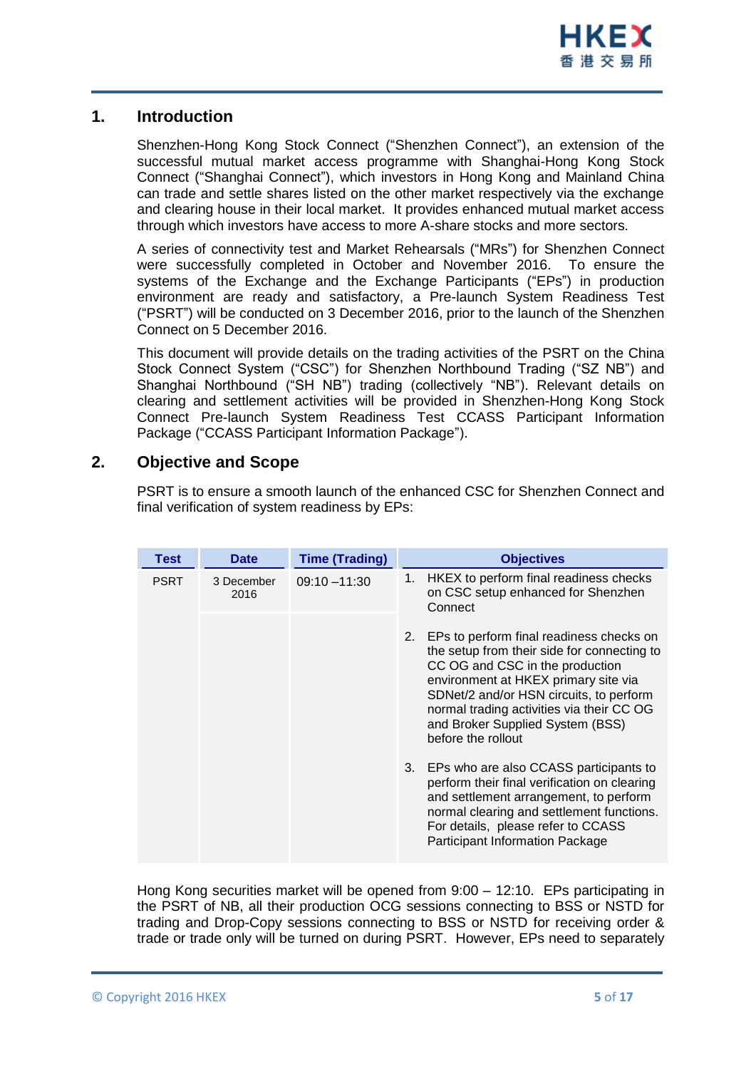## 1. Introduction

Shenzhen-Hong Kong Stock Connect ("Shenzhen Connect"), an extension of the successful mutual market access programme with Shanghai-Hong Kong Stock Connect ("Shanghai Connect"), which investors in Hong Kong and Mainland China can trade and settle shares listed on the other market respectively via the exchange and clearing house in their local market. It provides enhanced mutual market access through which investors have access to more A-share stocks and more sectors.

A series of connectivity test and Market Rehearsals ("MRs") for Shenzhen Connect were successfully completed in October and November 2016. To ensure the systems of the Exchange and the Exchange Participants ("EPs") in production environment are ready and satisfactory, a Pre-launch System Readiness Test ("PSRT") will be conducted on 3 December 2016, prior to the launch of the Shenzhen Connect on 5 December 2016.

This document will provide details on the trading activities of the PSRT on the China Stock Connect System ("CSC") for Shenzhen Northbound Trading ("SZ NB") and Shanghai Northbound ("SH NB") trading (collectively "NB"). Relevant details on clearing and settlement activities will be provided in Shenzhen-Hong Kong Stock Connect Pre-launch System Readiness Test CCASS Participant Information Package ("CCASS Participant Information Package").

## 2. Objective and Scope

PSRT is to ensure a smooth launch of the enhanced CSC for Shenzhen Connect and final verification of system readiness by EPs:

| Test | Date | Time (Trading) | Objectives |
|---|---|---|---|
| PSRT | 3 December 2016 | 09:10 –11:30 | 1. HKEX to perform final readiness checks on CSC setup enhanced for Shenzhen Connect<br>2. EPs to perform final readiness checks on the setup from their side for connecting to CC OG and CSC in the production environment at HKEX primary site via SDNet/2 and/or HSN circuits, to perform normal trading activities via their CC OG and Broker Supplied System (BSS) before the rollout<br>3. EPs who are also CCASS participants to perform their final verification on clearing and settlement arrangement, to perform normal clearing and settlement functions. For details, please refer to CCASS Participant Information Package |

Hong Kong securities market will be opened from 9:00 – 12:10. EPs participating in the PSRT of NB, all their production OCG sessions connecting to BSS or NSTD for trading and Drop-Copy sessions connecting to BSS or NSTD for receiving order & trade or trade only will be turned on during PSRT. However, EPs need to separately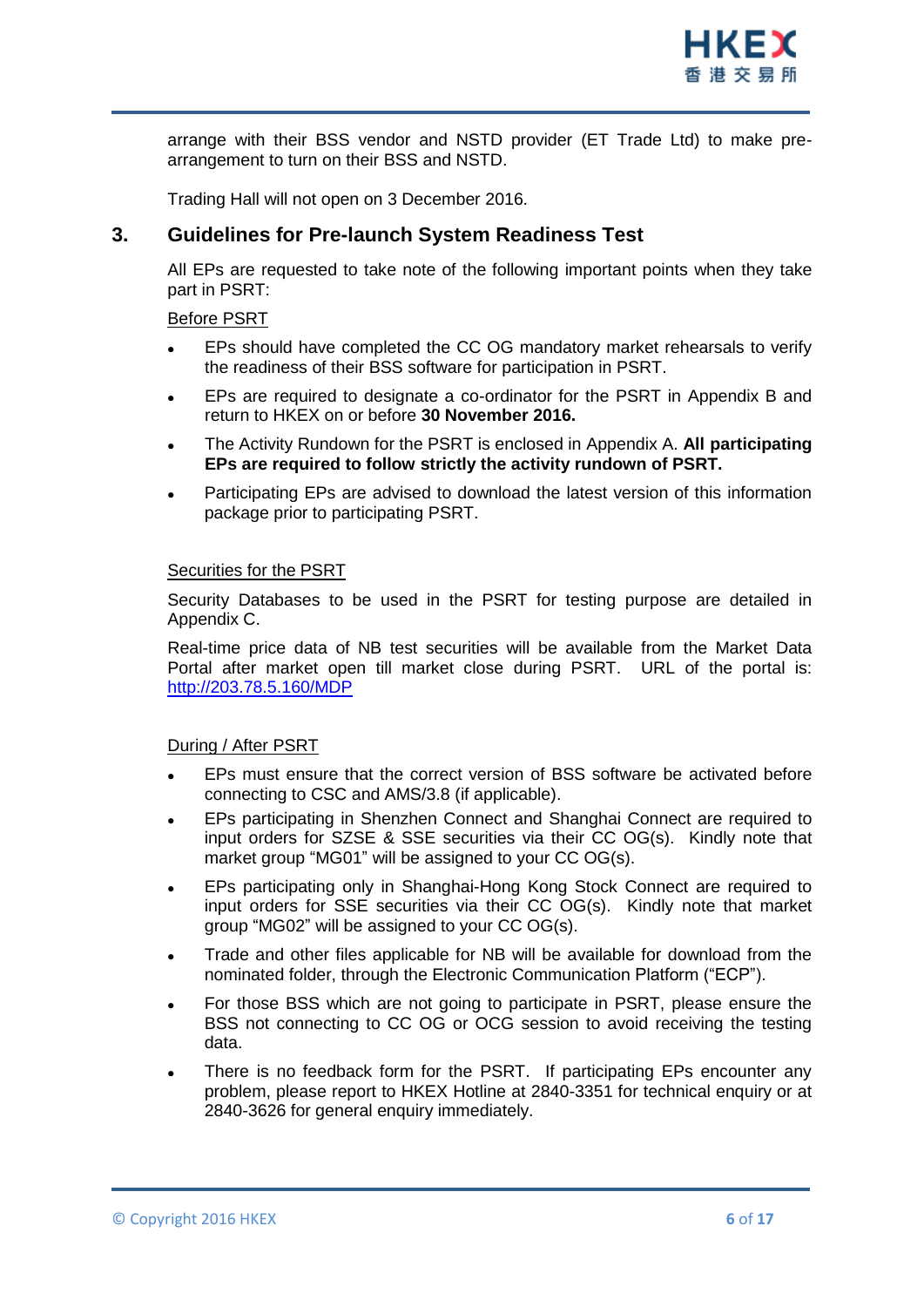arrange with their BSS vendor and NSTD provider (ET Trade Ltd) to make pre-arrangement to turn on their BSS and NSTD.

Trading Hall will not open on 3 December 2016.

## 3. Guidelines for Pre-launch System Readiness Test

All EPs are requested to take note of the following important points when they take part in PSRT:

Before PSRT

- EPs should have completed the CC OG mandatory market rehearsals to verify the readiness of their BSS software for participation in PSRT.
- EPs are required to designate a co-ordinator for the PSRT in Appendix B and return to HKEX on or before **30 November 2016.**
- The Activity Rundown for the PSRT is enclosed in Appendix A. **All participating EPs are required to follow strictly the activity rundown of PSRT.**
- Participating EPs are advised to download the latest version of this information package prior to participating PSRT.

Securities for the PSRT

Security Databases to be used in the PSRT for testing purpose are detailed in Appendix C.

Real-time price data of NB test securities will be available from the Market Data Portal after market open till market close during PSRT. URL of the portal is: http://203.78.5.160/MDP

During / After PSRT

- EPs must ensure that the correct version of BSS software be activated before connecting to CSC and AMS/3.8 (if applicable).
- EPs participating in Shenzhen Connect and Shanghai Connect are required to input orders for SZSE & SSE securities via their CC OG(s). Kindly note that market group "MG01" will be assigned to your CC OG(s).
- EPs participating only in Shanghai-Hong Kong Stock Connect are required to input orders for SSE securities via their CC OG(s). Kindly note that market group "MG02" will be assigned to your CC OG(s).
- Trade and other files applicable for NB will be available for download from the nominated folder, through the Electronic Communication Platform ("ECP").
- For those BSS which are not going to participate in PSRT, please ensure the BSS not connecting to CC OG or OCG session to avoid receiving the testing data.
- There is no feedback form for the PSRT. If participating EPs encounter any problem, please report to HKEX Hotline at 2840-3351 for technical enquiry or at 2840-3626 for general enquiry immediately.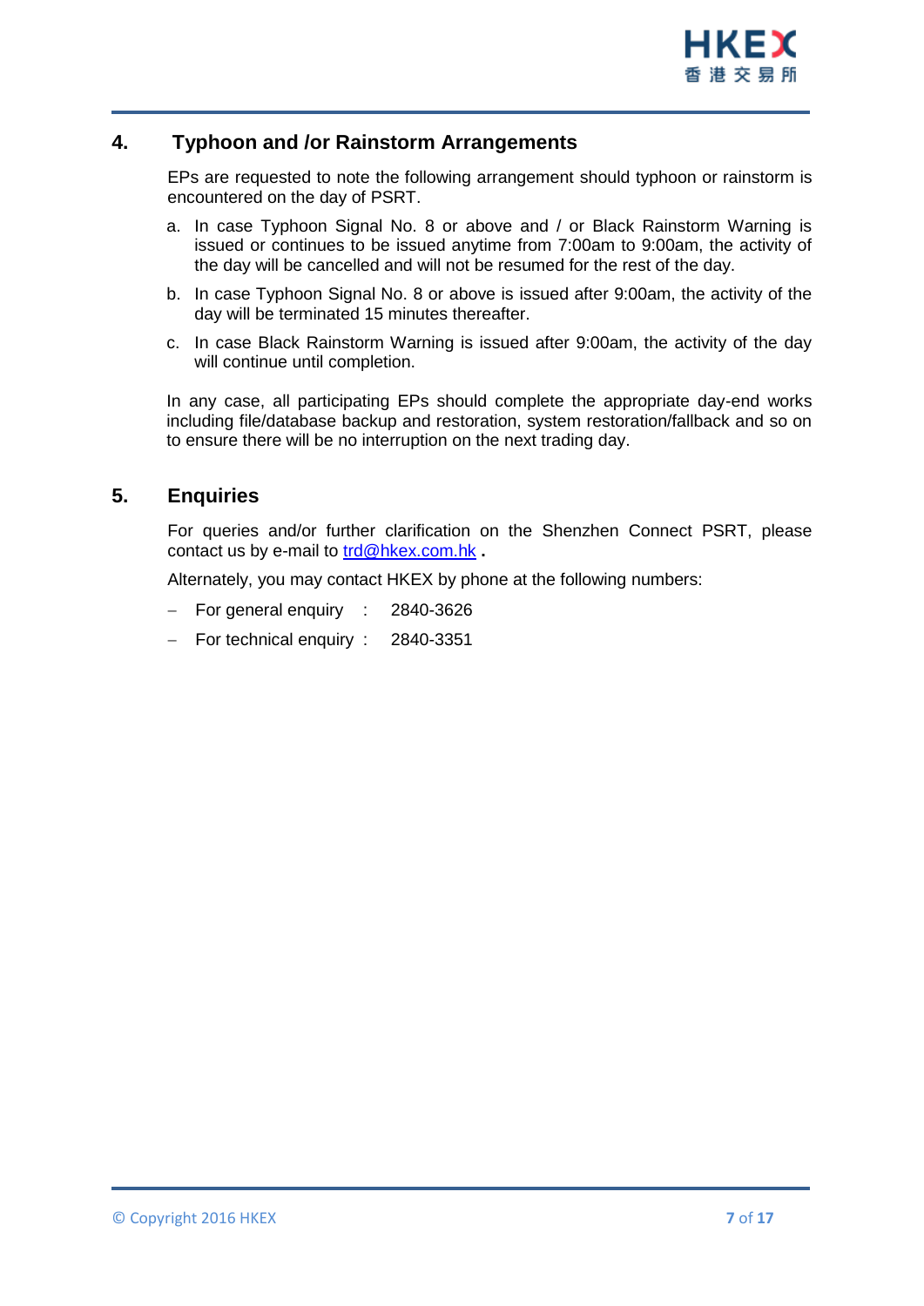## 4. Typhoon and /or Rainstorm Arrangements

EPs are requested to note the following arrangement should typhoon or rainstorm is encountered on the day of PSRT.

a. In case Typhoon Signal No. 8 or above and / or Black Rainstorm Warning is issued or continues to be issued anytime from 7:00am to 9:00am, the activity of the day will be cancelled and will not be resumed for the rest of the day.

b. In case Typhoon Signal No. 8 or above is issued after 9:00am, the activity of the day will be terminated 15 minutes thereafter.

c. In case Black Rainstorm Warning is issued after 9:00am, the activity of the day will continue until completion.

In any case, all participating EPs should complete the appropriate day-end works including file/database backup and restoration, system restoration/fallback and so on to ensure there will be no interruption on the next trading day.

## 5. Enquiries

For queries and/or further clarification on the Shenzhen Connect PSRT, please contact us by e-mail to trd@hkex.com.hk .

Alternately, you may contact HKEX by phone at the following numbers:

- For general enquiry : 2840-3626
- For technical enquiry : 2840-3351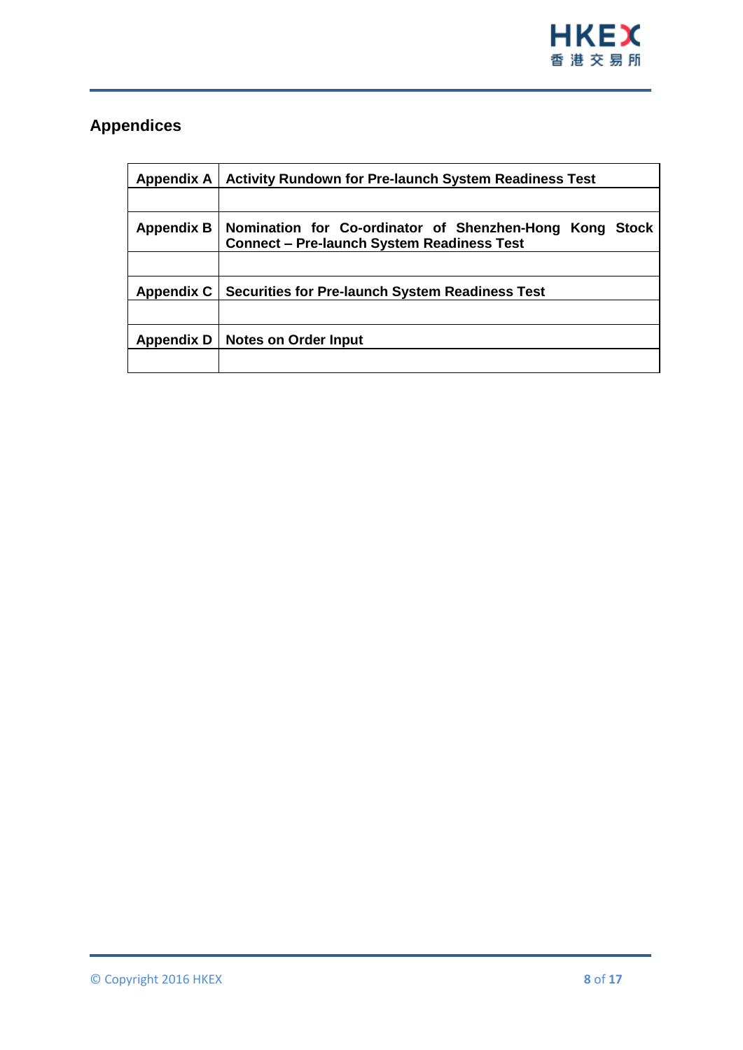## Appendices

| | |
|---|---|
| **Appendix A** | **Activity Rundown for Pre-launch System Readiness Test** |
| | |
| **Appendix B** | **Nomination for Co-ordinator of Shenzhen-Hong Kong Stock Connect – Pre-launch System Readiness Test** |
| | |
| **Appendix C** | **Securities for Pre-launch System Readiness Test** |
| | |
| **Appendix D** | **Notes on Order Input** |
| | |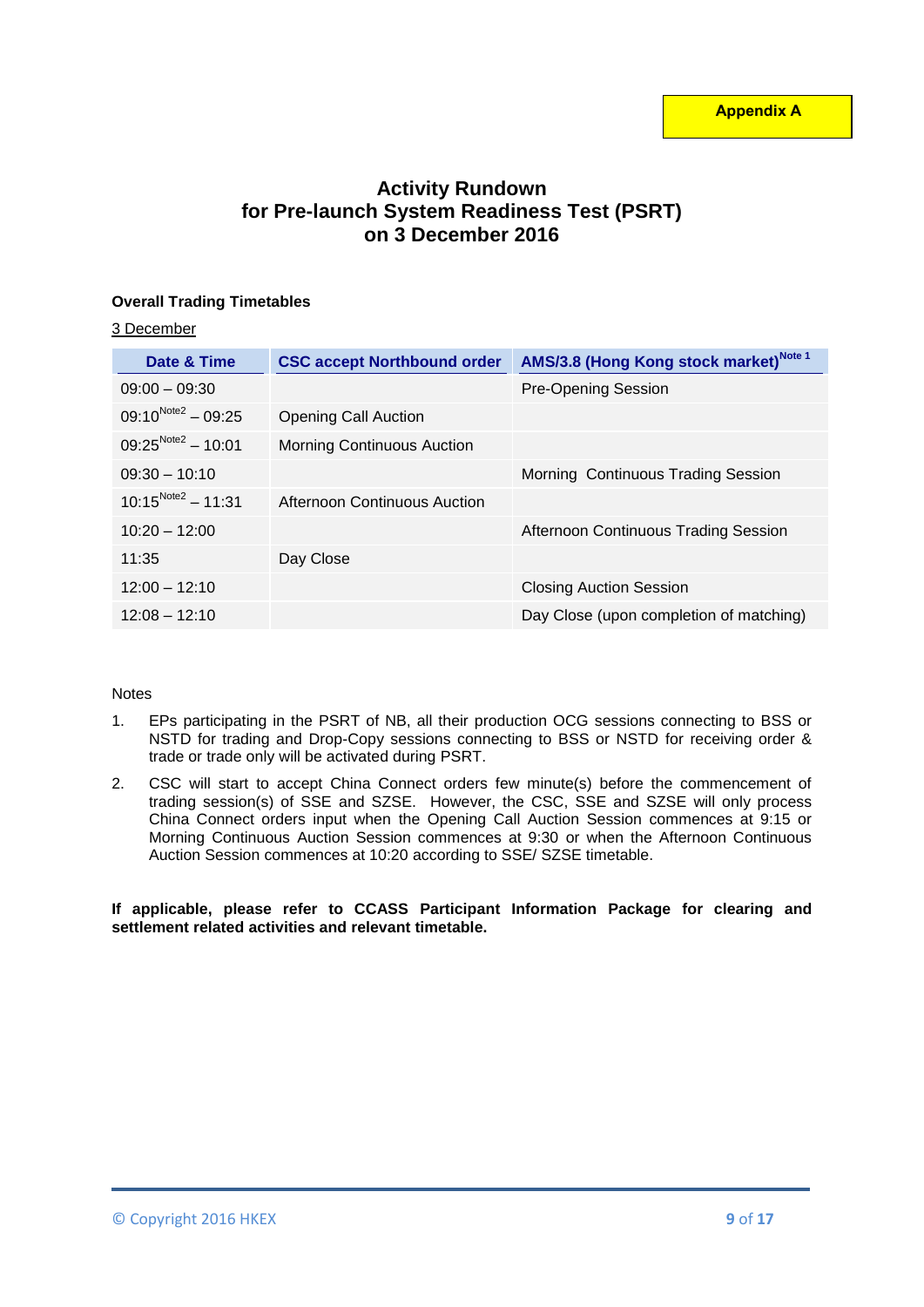Appendix A

# Activity Rundown for Pre-launch System Readiness Test (PSRT) on 3 December 2016

**Overall Trading Timetables**

3 December

| Date & Time | CSC accept Northbound order | AMS/3.8 (Hong Kong stock market)[Note 1] |
|---|---|---|
| 09:00 – 09:30 | | Pre-Opening Session |
| 09:10[Note2] – 09:25 | Opening Call Auction | |
| 09:25[Note2] – 10:01 | Morning Continuous Auction | |
| 09:30 – 10:10 | | Morning Continuous Trading Session |
| 10:15[Note2] – 11:31 | Afternoon Continuous Auction | |
| 10:20 – 12:00 | | Afternoon Continuous Trading Session |
| 11:35 | Day Close | |
| 12:00 – 12:10 | | Closing Auction Session |
| 12:08 – 12:10 | | Day Close (upon completion of matching) |

Notes

1. EPs participating in the PSRT of NB, all their production OCG sessions connecting to BSS or NSTD for trading and Drop-Copy sessions connecting to BSS or NSTD for receiving order & trade or trade only will be activated during PSRT.
2. CSC will start to accept China Connect orders few minute(s) before the commencement of trading session(s) of SSE and SZSE. However, the CSC, SSE and SZSE will only process China Connect orders input when the Opening Call Auction Session commences at 9:15 or Morning Continuous Auction Session commences at 9:30 or when the Afternoon Continuous Auction Session commences at 10:20 according to SSE/ SZSE timetable.

**If applicable, please refer to CCASS Participant Information Package for clearing and settlement related activities and relevant timetable.**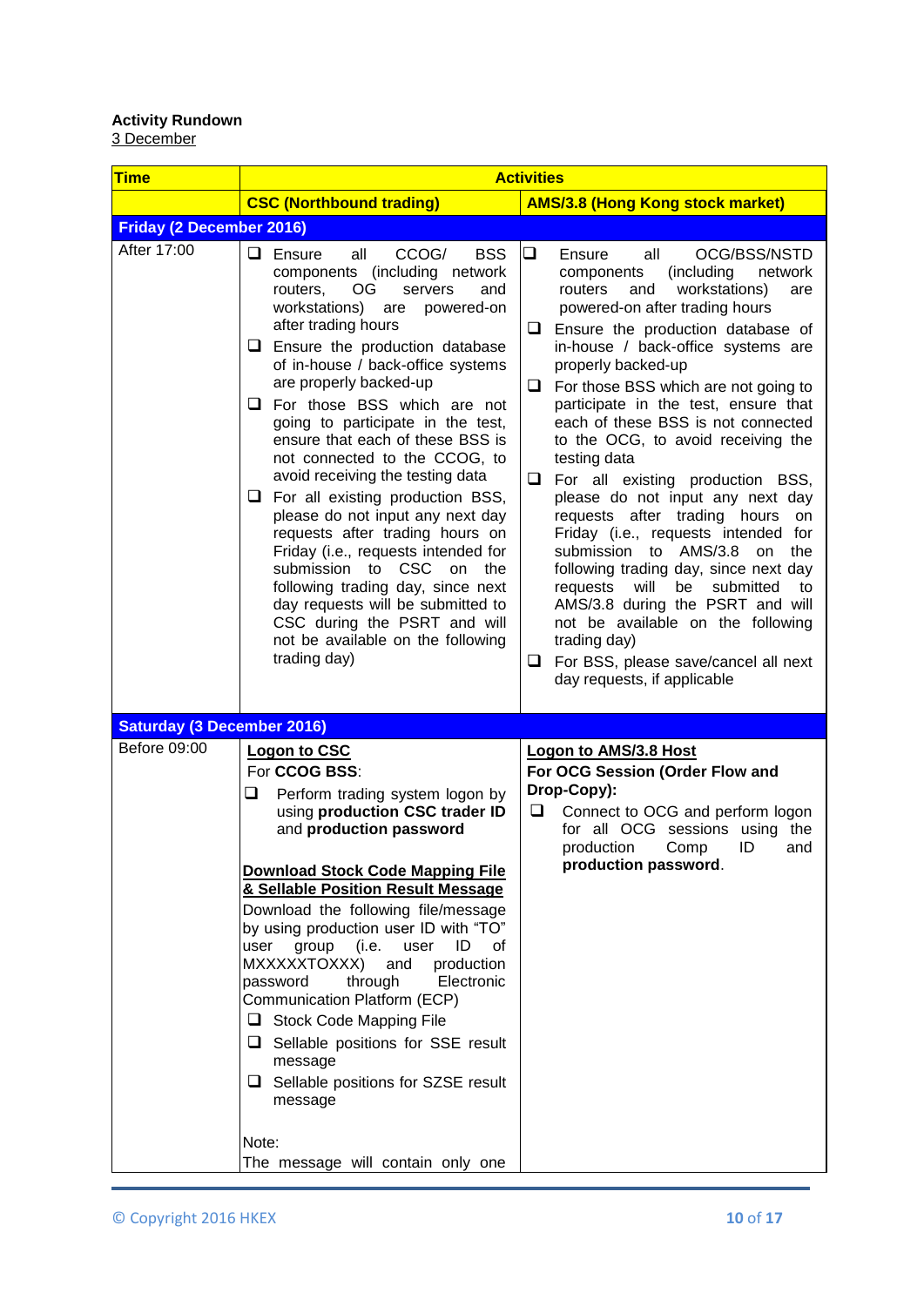**Activity Rundown**
3 December

| Time | Activities | |
|---|---|---|
| | **CSC (Northbound trading)** | **AMS/3.8 (Hong Kong stock market)** |
| **Friday (2 December 2016)** | | |
| After 17:00 | ❑ Ensure all CCOG/ BSS components (including network routers, OG servers and workstations) are powered-on after trading hours<br>❑ Ensure the production database of in-house / back-office systems are properly backed-up<br>❑ For those BSS which are not going to participate in the test, ensure that each of these BSS is not connected to the CCOG, to avoid receiving the testing data<br>❑ For all existing production BSS, please do not input any next day requests after trading hours on Friday (i.e., requests intended for submission to CSC on the following trading day, since next day requests will be submitted to CSC during the PSRT and will not be available on the following trading day) | ❑ Ensure all OCG/BSS/NSTD components (including network routers and workstations) are powered-on after trading hours<br>❑ Ensure the production database of in-house / back-office systems are properly backed-up<br>❑ For those BSS which are not going to participate in the test, ensure that each of these BSS is not connected to the OCG, to avoid receiving the testing data<br>❑ For all existing production BSS, please do not input any next day requests after trading hours on Friday (i.e., requests intended for submission to AMS/3.8 on the following trading day, since next day requests will be submitted to AMS/3.8 during the PSRT and will not be available on the following trading day)<br>❑ For BSS, please save/cancel all next day requests, if applicable |
| **Saturday (3 December 2016)** | | |
| Before 09:00 | **<u>Logon to CSC</u>**<br>For **CCOG BSS**:<br>❑ Perform trading system logon by using **production CSC trader ID** and **production password**<br><br>**<u>Download Stock Code Mapping File & Sellable Position Result Message</u>**<br>Download the following file/message by using production user ID with "TO" user group (i.e. user ID of MXXXXXTOXXX) and production password through Electronic Communication Platform (ECP)<br>❑ Stock Code Mapping File<br>❑ Sellable positions for SSE result message<br>❑ Sellable positions for SZSE result message<br><br>Note:<br>The message will contain only one | **<u>Logon to AMS/3.8 Host</u>**<br>**For OCG Session (Order Flow and Drop-Copy):**<br>❑ Connect to OCG and perform logon for all OCG sessions using the production Comp ID and **production password**. |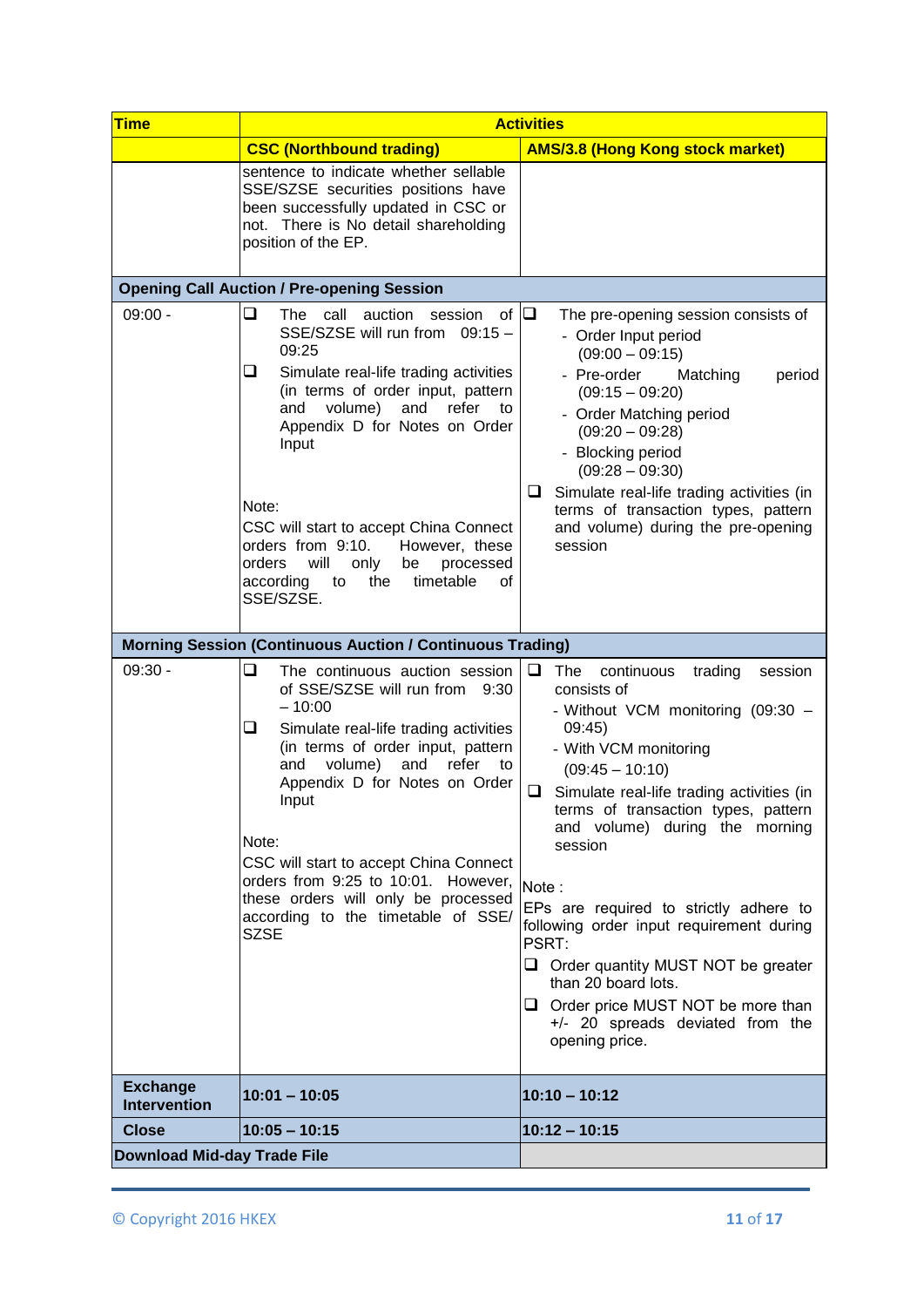| Time | Activities | |
|---|---|---|
| | **CSC (Northbound trading)** | **AMS/3.8 (Hong Kong stock market)** |
| | sentence to indicate whether sellable SSE/SZSE securities positions have been successfully updated in CSC or not. There is No detail shareholding position of the EP. | |
| **Opening Call Auction / Pre-opening Session** | | |
| 09:00 - | ❑ The call auction session of SSE/SZSE will run from 09:15 – 09:25<br>❑ Simulate real-life trading activities (in terms of order input, pattern and volume) and refer to Appendix D for Notes on Order Input<br><br>Note:<br>CSC will start to accept China Connect orders from 9:10. However, these orders will only be processed according to the timetable of SSE/SZSE. | ❑ The pre-opening session consists of<br>- Order Input period (09:00 – 09:15)<br>- Pre-order Matching period (09:15 – 09:20)<br>- Order Matching period (09:20 – 09:28)<br>- Blocking period (09:28 – 09:30)<br>❑ Simulate real-life trading activities (in terms of transaction types, pattern and volume) during the pre-opening session |
| **Morning Session (Continuous Auction / Continuous Trading)** | | |
| 09:30 - | ❑ The continuous auction session of SSE/SZSE will run from 9:30 – 10:00<br>❑ Simulate real-life trading activities (in terms of order input, pattern and volume) and refer to Appendix D for Notes on Order Input<br><br>Note:<br>CSC will start to accept China Connect orders from 9:25 to 10:01. However, these orders will only be processed according to the timetable of SSE/ SZSE | ❑ The continuous trading session consists of<br>- Without VCM monitoring (09:30 – 09:45)<br>- With VCM monitoring (09:45 – 10:10)<br>❑ Simulate real-life trading activities (in terms of transaction types, pattern and volume) during the morning session<br><br>Note :<br>EPs are required to strictly adhere to following order input requirement during PSRT:<br>❑ Order quantity MUST NOT be greater than 20 board lots.<br>❑ Order price MUST NOT be more than +/- 20 spreads deviated from the opening price. |
| **Exchange Intervention** | **10:01 – 10:05** | **10:10 – 10:12** |
| **Close** | **10:05 – 10:15** | **10:12 – 10:15** |
| **Download Mid-day Trade File** | | |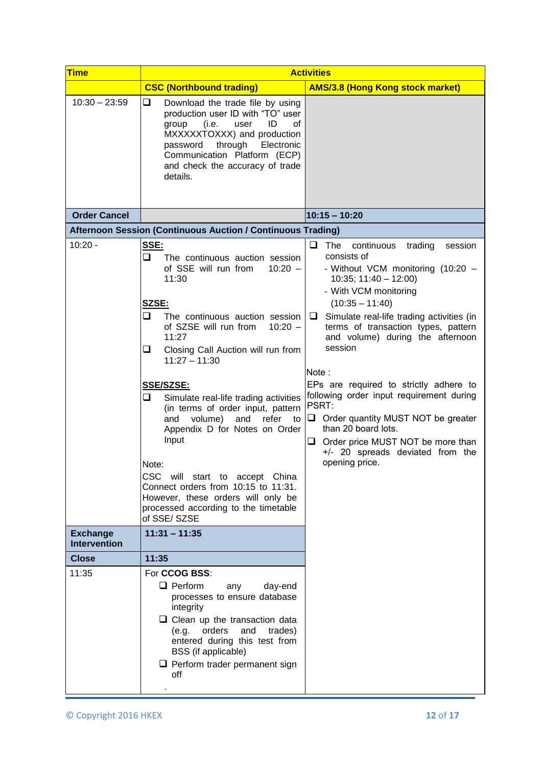| Time | Activities | |
|---|---|---|
| | **CSC (Northbound trading)** | **AMS/3.8 (Hong Kong stock market)** |
| 10:30 – 23:59 | ❑ Download the trade file by using production user ID with "TO" user group (i.e. user ID of MXXXXXTOXXX) and production password through Electronic Communication Platform (ECP) and check the accuracy of trade details. | |
| **Order Cancel** | | **10:15 – 10:20** |
| **Afternoon Session (Continuous Auction / Continuous Trading)** | | |
| 10:20 - | **SSE:**<br>❑ The continuous auction session of SSE will run from 10:20 – 11:30<br><br>**SZSE:**<br>❑ The continuous auction session of SZSE will run from 10:20 – 11:27<br>❑ Closing Call Auction will run from 11:27 – 11:30<br><br>**SSE/SZSE:**<br>❑ Simulate real-life trading activities (in terms of order input, pattern and volume) and refer to Appendix D for Notes on Order Input<br><br>Note:<br>CSC will start to accept China Connect orders from 10:15 to 11:31. However, these orders will only be processed according to the timetable of SSE/ SZSE | ❑ The continuous trading session consists of<br>- Without VCM monitoring (10:20 – 10:35; 11:40 – 12:00)<br>- With VCM monitoring (10:35 – 11:40)<br>❑ Simulate real-life trading activities (in terms of transaction types, pattern and volume) during the afternoon session<br><br>Note :<br>EPs are required to strictly adhere to following order input requirement during PSRT:<br>❑ Order quantity MUST NOT be greater than 20 board lots.<br>❑ Order price MUST NOT be more than +/- 20 spreads deviated from the opening price. |
| **Exchange Intervention** | **11:31 – 11:35** | |
| **Close** | **11:35** | |
| 11:35 | For **CCOG BSS**:<br>❑ Perform any day-end processes to ensure database integrity<br>❑ Clean up the transaction data (e.g. orders and trades) entered during this test from BSS (if applicable)<br>❑ Perform trader permanent sign off<br>. | |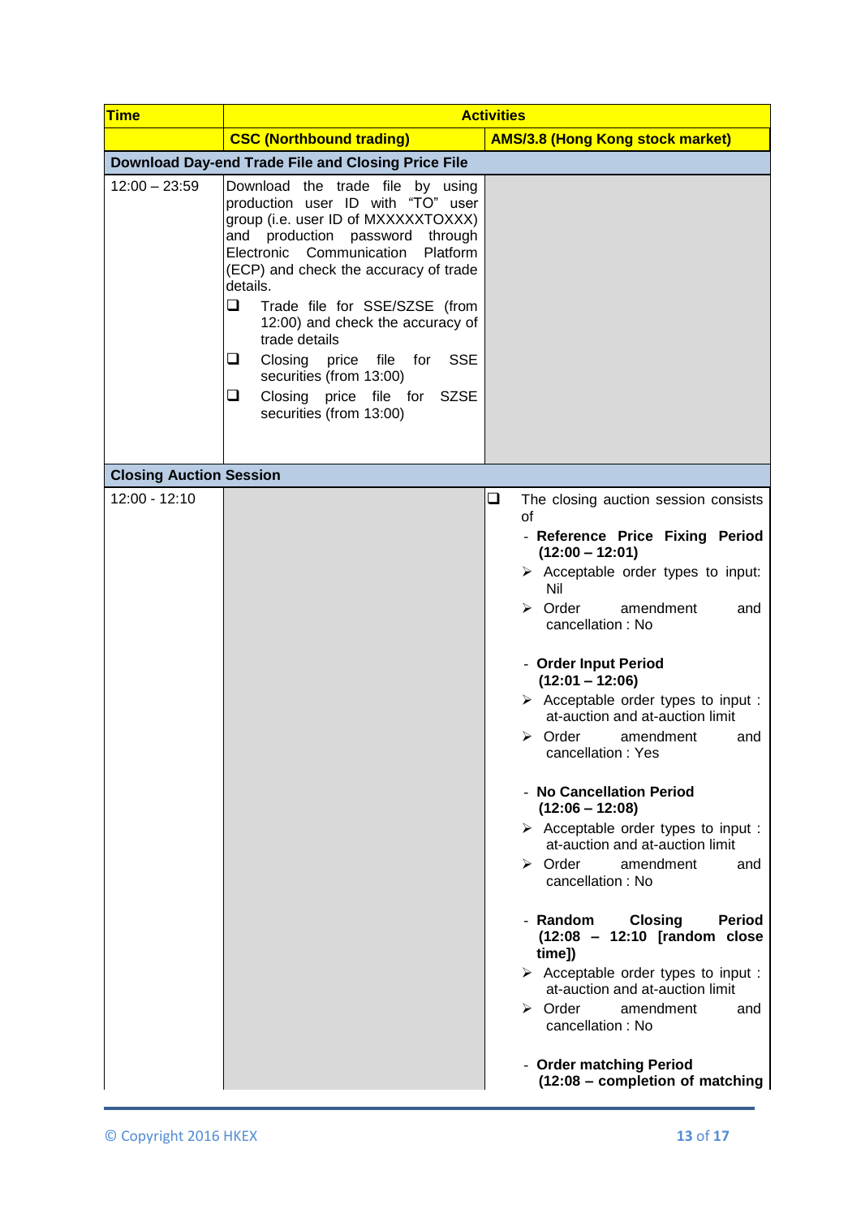| Time | Activities | |
|---|---|---|
| | **CSC (Northbound trading)** | **AMS/3.8 (Hong Kong stock market)** |
| **Download Day-end Trade File and Closing Price File** | | |
| 12:00 – 23:59 | Download the trade file by using production user ID with "TO" user group (i.e. user ID of MXXXXXTOXXX) and production password through Electronic Communication Platform (ECP) and check the accuracy of trade details.<br>❑ Trade file for SSE/SZSE (from 12:00) and check the accuracy of trade details<br>❑ Closing price file for SSE securities (from 13:00)<br>❑ Closing price file for SZSE securities (from 13:00) | |
| **Closing Auction Session** | | |
| 12:00 - 12:10 | | ❑ The closing auction session consists of<br>- **Reference Price Fixing Period (12:00 – 12:01)**<br>➢ Acceptable order types to input: Nil<br>➢ Order amendment and cancellation : No<br><br>- **Order Input Period (12:01 – 12:06)**<br>➢ Acceptable order types to input : at-auction and at-auction limit<br>➢ Order amendment and cancellation : Yes<br><br>- **No Cancellation Period (12:06 – 12:08)**<br>➢ Acceptable order types to input : at-auction and at-auction limit<br>➢ Order amendment and cancellation : No<br><br>- **Random Closing Period (12:08 – 12:10 [random close time])**<br>➢ Acceptable order types to input : at-auction and at-auction limit<br>➢ Order amendment and cancellation : No<br><br>- **Order matching Period (12:08 – completion of matching** |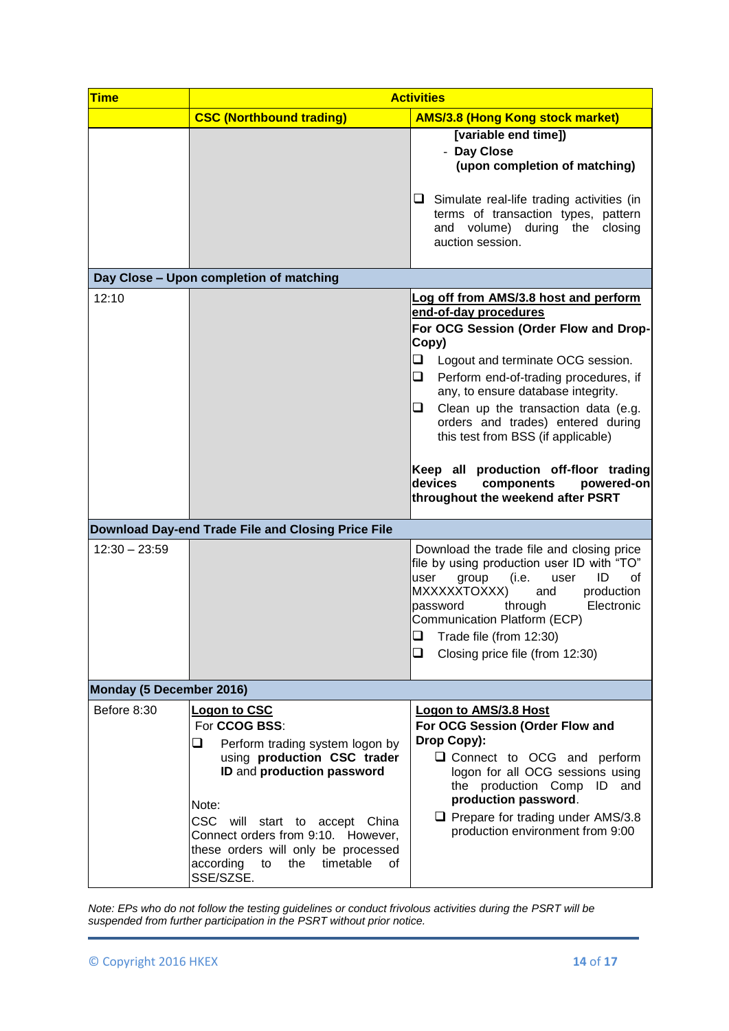| Time | Activities | |
|---|---|---|
| | **CSC (Northbound trading)** | **AMS/3.8 (Hong Kong stock market)** |
| | | **[variable end time])**<br>- **Day Close (upon completion of matching)**<br><br>❑ Simulate real-life trading activities (in terms of transaction types, pattern and volume) during the closing auction session. |
| **Day Close – Upon completion of matching** | | |
| 12:10 | | **Log off from AMS/3.8 host and perform end-of-day procedures**<br>**For OCG Session (Order Flow and Drop-Copy)**<br>❑ Logout and terminate OCG session.<br>❑ Perform end-of-trading procedures, if any, to ensure database integrity.<br>❑ Clean up the transaction data (e.g. orders and trades) entered during this test from BSS (if applicable)<br><br>**Keep all production off-floor trading devices components powered-on throughout the weekend after PSRT** |
| **Download Day-end Trade File and Closing Price File** | | |
| 12:30 – 23:59 | | Download the trade file and closing price file by using production user ID with "TO" user group (i.e. user ID of MXXXXXTOXXX) and production password through Electronic Communication Platform (ECP)<br>❑ Trade file (from 12:30)<br>❑ Closing price file (from 12:30) |
| **Monday (5 December 2016)** | | |
| Before 8:30 | **Logon to CSC**<br>For **CCOG BSS**:<br>❑ Perform trading system logon by using **production CSC trader ID** and **production password**<br><br>Note:<br>CSC will start to accept China Connect orders from 9:10. However, these orders will only be processed according to the timetable of SSE/SZSE. | **Logon to AMS/3.8 Host**<br>**For OCG Session (Order Flow and Drop Copy):**<br>❑ Connect to OCG and perform logon for all OCG sessions using the production Comp ID and **production password**.<br>❑ Prepare for trading under AMS/3.8 production environment from 9:00 |

*Note: EPs who do not follow the testing guidelines or conduct frivolous activities during the PSRT will be suspended from further participation in the PSRT without prior notice.*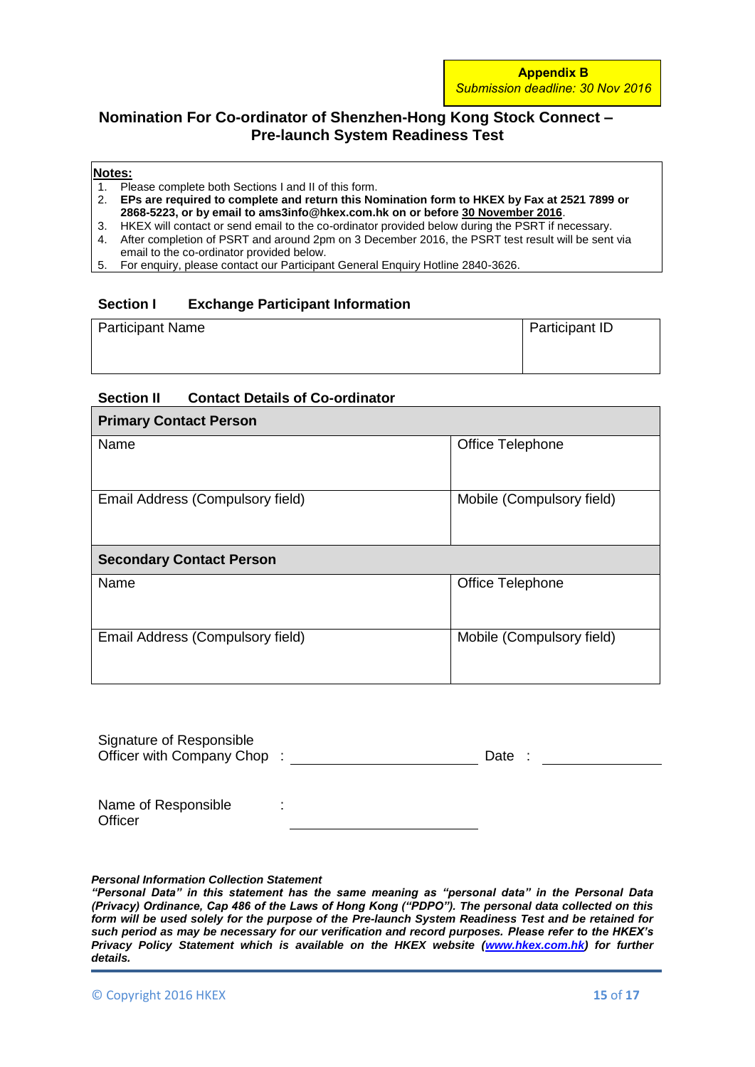**Appendix B**
*Submission deadline: 30 Nov 2016*

## Nomination For Co-ordinator of Shenzhen-Hong Kong Stock Connect – Pre-launch System Readiness Test

**Notes:**

1. Please complete both Sections I and II of this form.
2. **EPs are required to complete and return this Nomination form to HKEX by Fax at 2521 7899 or 2868-5223, or by email to ams3info@hkex.com.hk on or before 30 November 2016**.
3. HKEX will contact or send email to the co-ordinator provided below during the PSRT if necessary.
4. After completion of PSRT and around 2pm on 3 December 2016, the PSRT test result will be sent via email to the co-ordinator provided below.
5. For enquiry, please contact our Participant General Enquiry Hotline 2840-3626.

### Section I Exchange Participant Information

| Participant Name | Participant ID |
|---|---|
| | |

### Section II Contact Details of Co-ordinator

| **Primary Contact Person** | |
|---|---|
| Name | Office Telephone |
| Email Address (Compulsory field) | Mobile (Compulsory field) |
| **Secondary Contact Person** | |
| Name | Office Telephone |
| Email Address (Compulsory field) | Mobile (Compulsory field) |

Signature of Responsible Officer with Company Chop : ________________________ Date : ________________

Name of Responsible Officer : ________________________

***Personal Information Collection Statement***

***"Personal Data" in this statement has the same meaning as "personal data" in the Personal Data (Privacy) Ordinance, Cap 486 of the Laws of Hong Kong ("PDPO"). The personal data collected on this form will be used solely for the purpose of the Pre-launch System Readiness Test and be retained for such period as may be necessary for our verification and record purposes. Please refer to the HKEX's Privacy Policy Statement which is available on the HKEX website (www.hkex.com.hk) for further details.***

© Copyright 2016 HKEX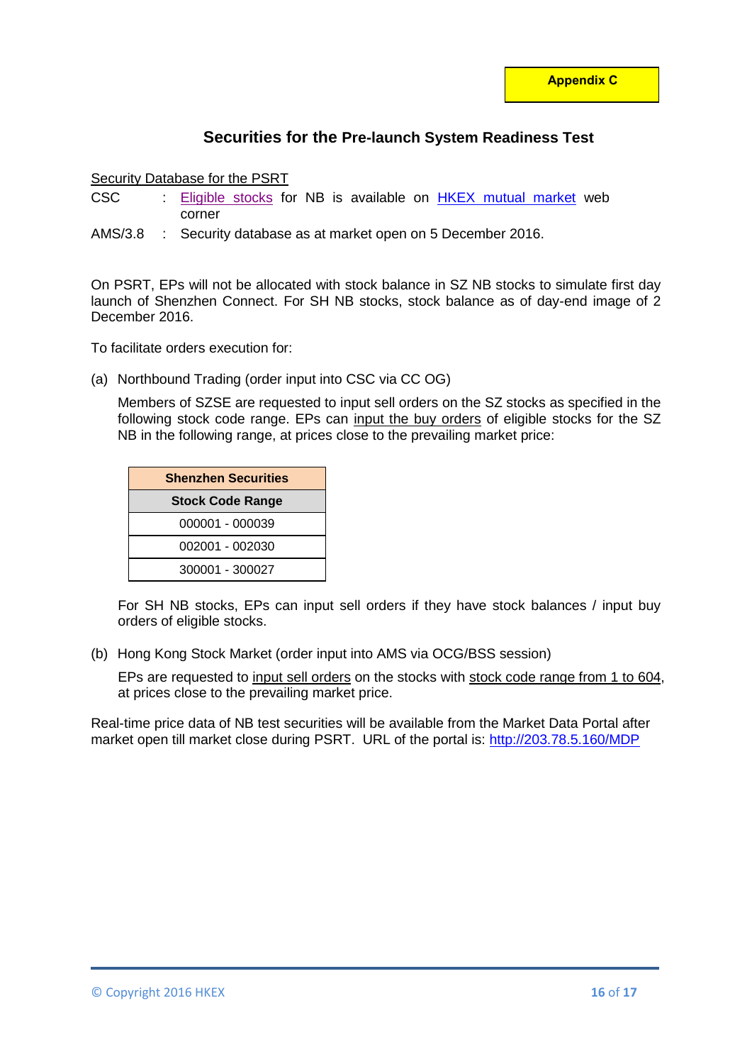**Appendix C**

## Securities for the Pre-launch System Readiness Test

Security Database for the PSRT

CSC : Eligible stocks for NB is available on HKEX mutual market web corner

AMS/3.8 : Security database as at market open on 5 December 2016.

On PSRT, EPs will not be allocated with stock balance in SZ NB stocks to simulate first day launch of Shenzhen Connect. For SH NB stocks, stock balance as of day-end image of 2 December 2016.

To facilitate orders execution for:

(a) Northbound Trading (order input into CSC via CC OG)

Members of SZSE are requested to input sell orders on the SZ stocks as specified in the following stock code range. EPs can input the buy orders of eligible stocks for the SZ NB in the following range, at prices close to the prevailing market price:

| Shenzhen Securities |
|---|
| **Stock Code Range** |
| 000001 - 000039 |
| 002001 - 002030 |
| 300001 - 300027 |

For SH NB stocks, EPs can input sell orders if they have stock balances / input buy orders of eligible stocks.

(b) Hong Kong Stock Market (order input into AMS via OCG/BSS session)

EPs are requested to input sell orders on the stocks with stock code range from 1 to 604, at prices close to the prevailing market price.

Real-time price data of NB test securities will be available from the Market Data Portal after market open till market close during PSRT. URL of the portal is: http://203.78.5.160/MDP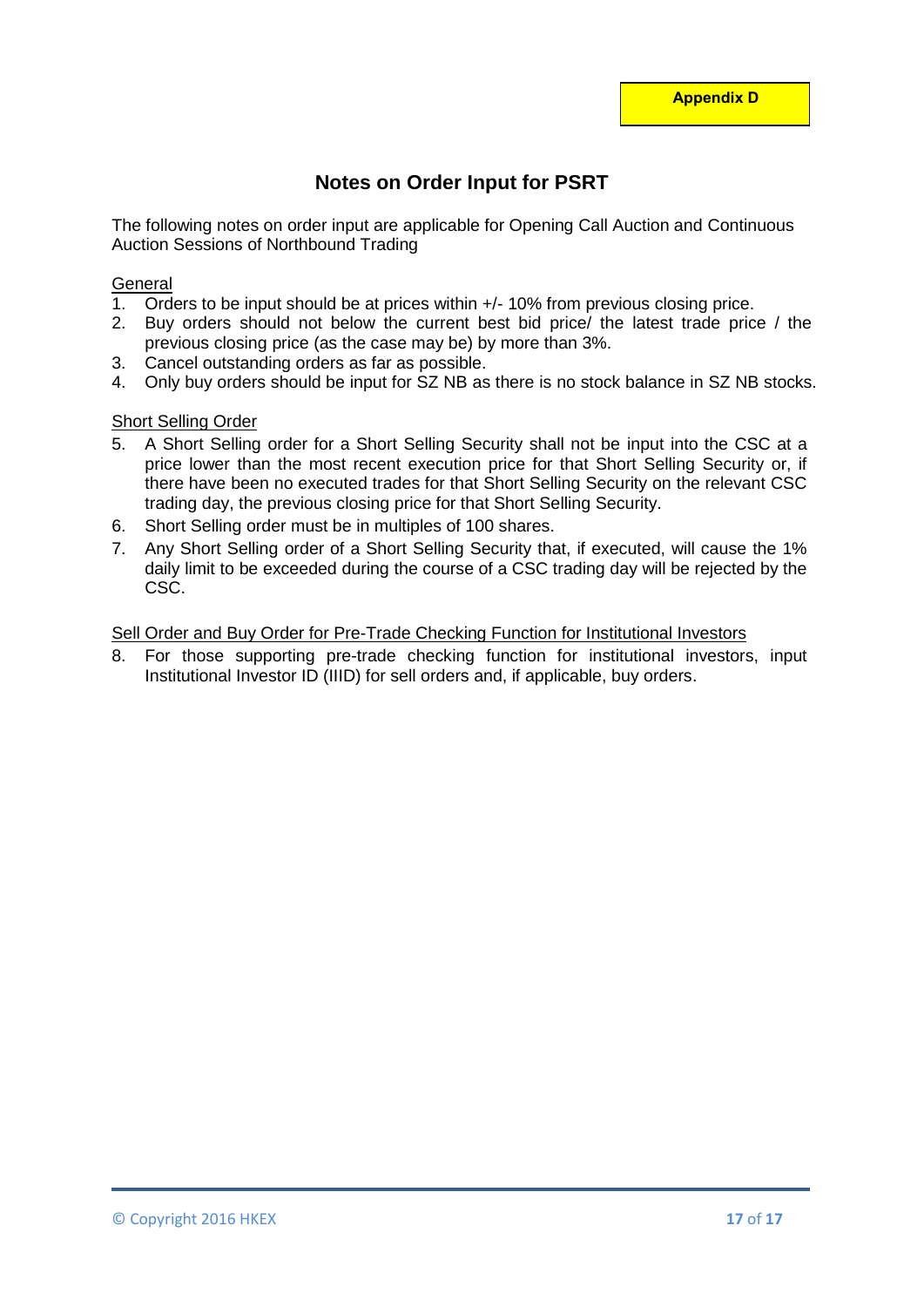**Appendix D**

## Notes on Order Input for PSRT

The following notes on order input are applicable for Opening Call Auction and Continuous Auction Sessions of Northbound Trading

<u>General</u>

1. Orders to be input should be at prices within +/- 10% from previous closing price.
2. Buy orders should not below the current best bid price/ the latest trade price / the previous closing price (as the case may be) by more than 3%.
3. Cancel outstanding orders as far as possible.
4. Only buy orders should be input for SZ NB as there is no stock balance in SZ NB stocks.

<u>Short Selling Order</u>

5. A Short Selling order for a Short Selling Security shall not be input into the CSC at a price lower than the most recent execution price for that Short Selling Security or, if there have been no executed trades for that Short Selling Security on the relevant CSC trading day, the previous closing price for that Short Selling Security.
6. Short Selling order must be in multiples of 100 shares.
7. Any Short Selling order of a Short Selling Security that, if executed, will cause the 1% daily limit to be exceeded during the course of a CSC trading day will be rejected by the CSC.

<u>Sell Order and Buy Order for Pre-Trade Checking Function for Institutional Investors</u>

8. For those supporting pre-trade checking function for institutional investors, input Institutional Investor ID (IIID) for sell orders and, if applicable, buy orders.

© Copyright 2016 HKEX